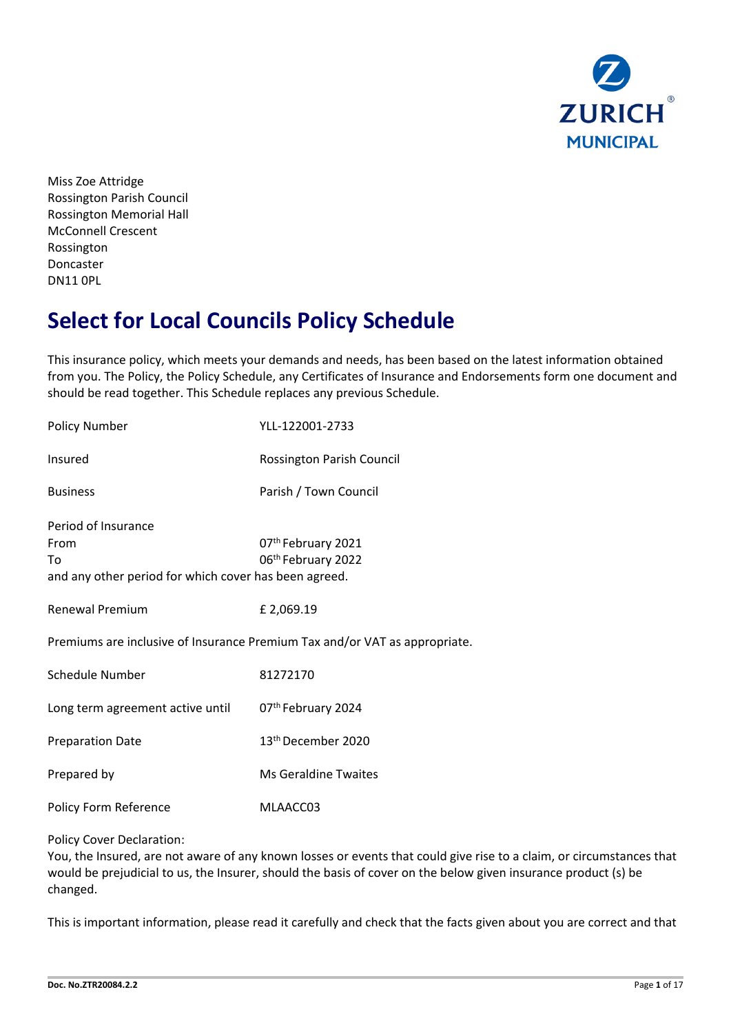Miss Zoe Attridge
Rossington Parish Council
Rossington Memorial Hall
McConnell Crescent
Rossington
Doncaster
DN11 0PL

# Select for Local Councils Policy Schedule

This insurance policy, which meets your demands and needs, has been based on the latest information obtained from you. The Policy, the Policy Schedule, any Certificates of Insurance and Endorsements form one document and should be read together. This Schedule replaces any previous Schedule.

| | |
|---|---|
| Policy Number | YLL-122001-2733 |
| Insured | Rossington Parish Council |
| Business | Parish / Town Council |

Period of Insurance

| | |
|---|---|
| From | 07th February 2021 |
| To | 06th February 2022 |

and any other period for which cover has been agreed.

| | |
|---|---|
| Renewal Premium | £ 2,069.19 |

Premiums are inclusive of Insurance Premium Tax and/or VAT as appropriate.

| | |
|---|---|
| Schedule Number | 81272170 |
| Long term agreement active until | 07th February 2024 |
| Preparation Date | 13th December 2020 |
| Prepared by | Ms Geraldine Twaites |
| Policy Form Reference | MLAACC03 |

Policy Cover Declaration:
You, the Insured, are not aware of any known losses or events that could give rise to a claim, or circumstances that would be prejudicial to us, the Insurer, should the basis of cover on the below given insurance product (s) be changed.

This is important information, please read it carefully and check that the facts given about you are correct and that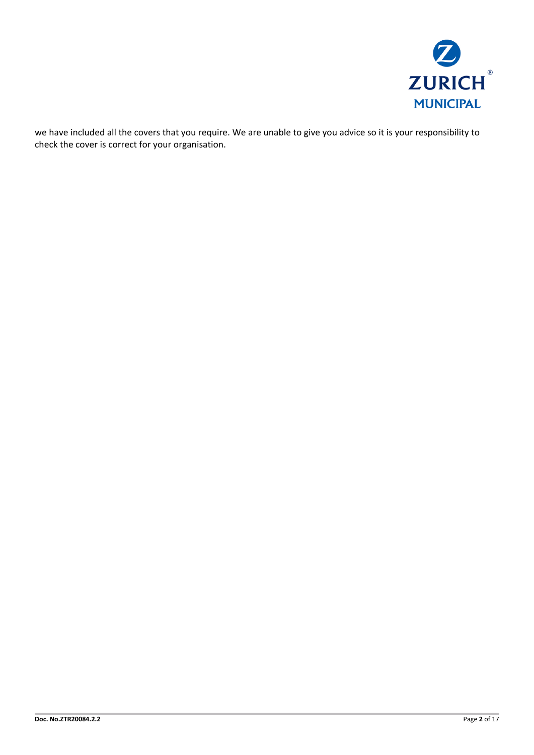we have included all the covers that you require. We are unable to give you advice so it is your responsibility to check the cover is correct for your organisation.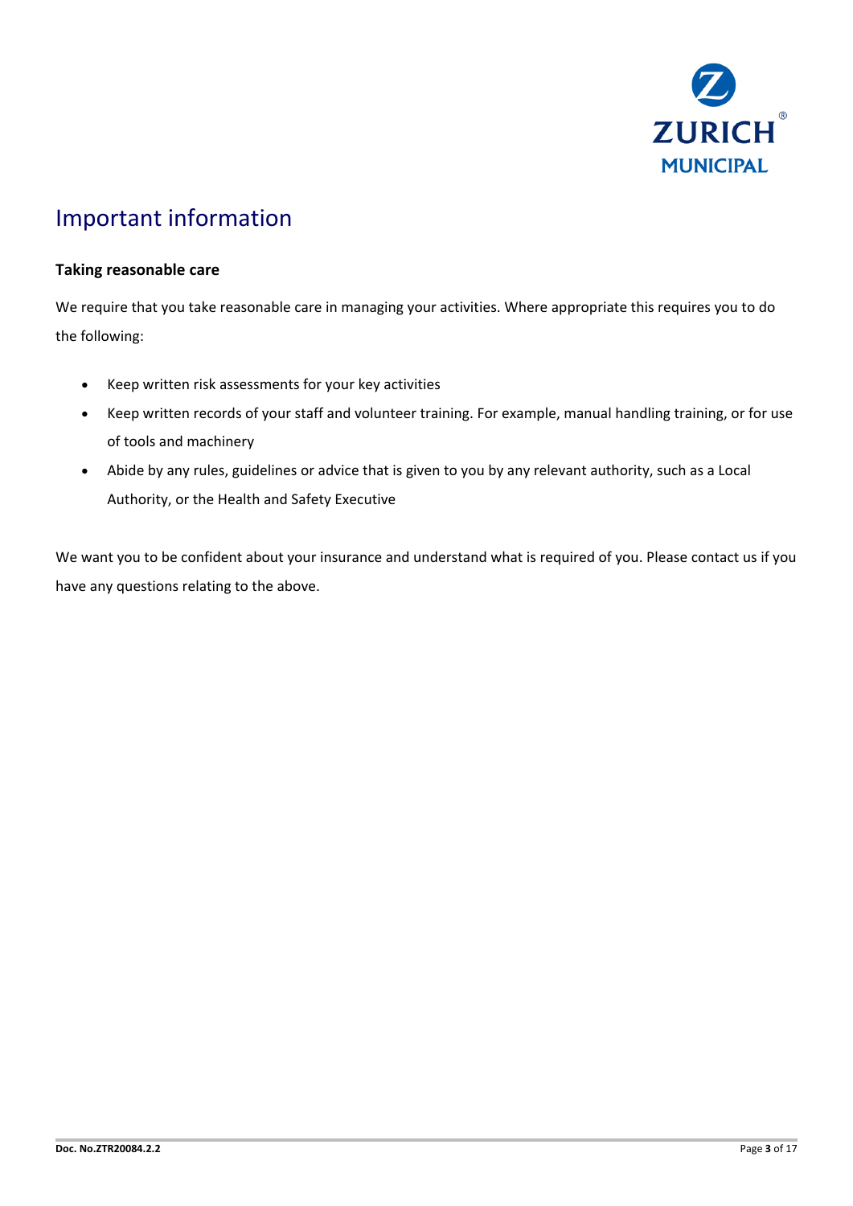# Important information

### Taking reasonable care

We require that you take reasonable care in managing your activities. Where appropriate this requires you to do the following:

- Keep written risk assessments for your key activities
- Keep written records of your staff and volunteer training. For example, manual handling training, or for use of tools and machinery
- Abide by any rules, guidelines or advice that is given to you by any relevant authority, such as a Local Authority, or the Health and Safety Executive

We want you to be confident about your insurance and understand what is required of you. Please contact us if you have any questions relating to the above.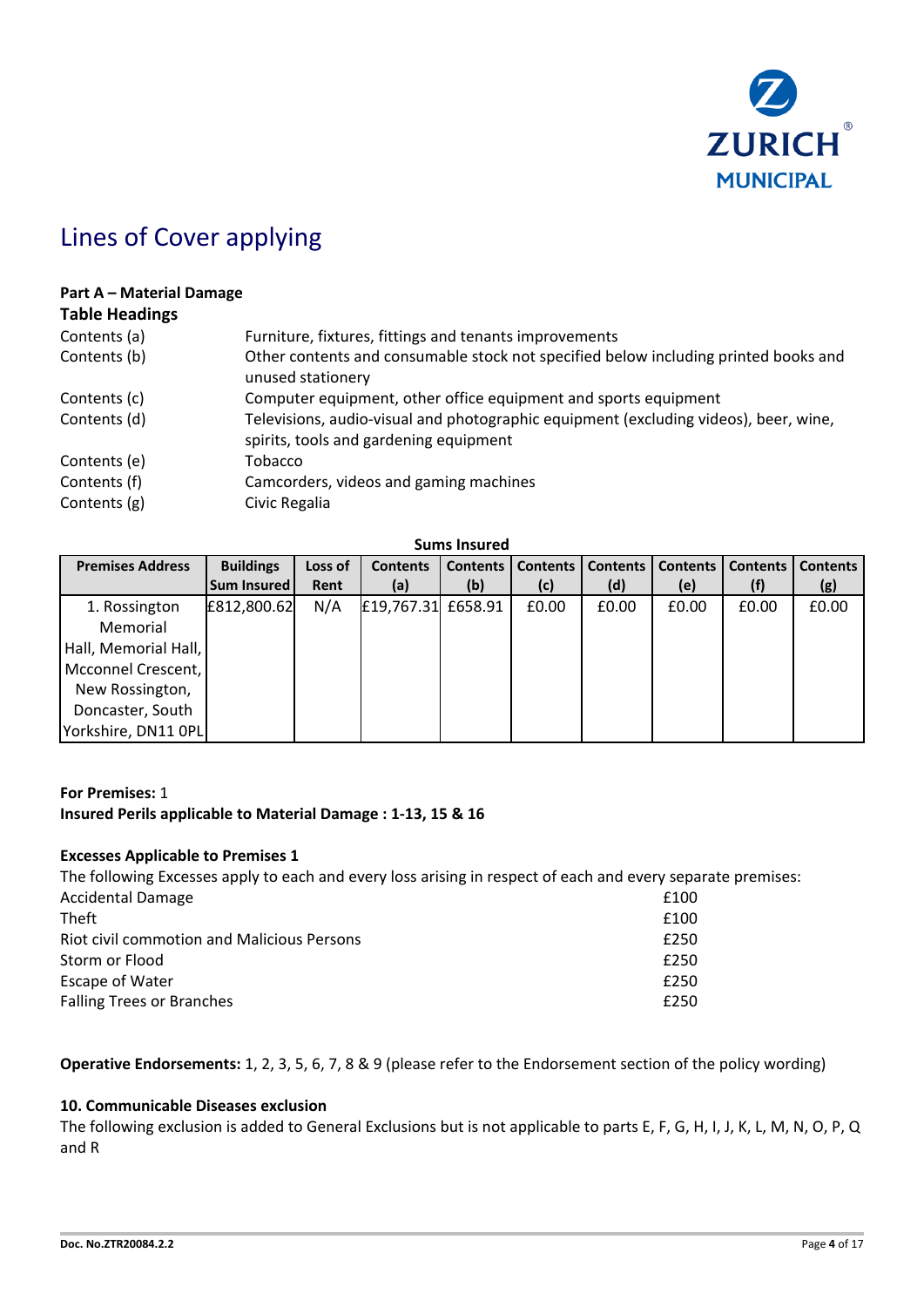# Lines of Cover applying

**Part A – Material Damage**

### Table Headings

| | |
|---|---|
| Contents (a) | Furniture, fixtures, fittings and tenants improvements |
| Contents (b) | Other contents and consumable stock not specified below including printed books and unused stationery |
| Contents (c) | Computer equipment, other office equipment and sports equipment |
| Contents (d) | Televisions, audio-visual and photographic equipment (excluding videos), beer, wine, spirits, tools and gardening equipment |
| Contents (e) | Tobacco |
| Contents (f) | Camcorders, videos and gaming machines |
| Contents (g) | Civic Regalia |

**Sums Insured**

| Premises Address | Buildings Sum Insured | Loss of Rent | Contents (a) | Contents (b) | Contents (c) | Contents (d) | Contents (e) | Contents (f) | Contents (g) |
|---|---|---|---|---|---|---|---|---|---|
| 1. Rossington Memorial Hall, Memorial Hall, Mcconnel Crescent, New Rossington, Doncaster, South Yorkshire, DN11 0PL | £812,800.62 | N/A | £19,767.31 | £658.91 | £0.00 | £0.00 | £0.00 | £0.00 | £0.00 |

**For Premises:** 1
**Insured Perils applicable to Material Damage : 1-13, 15 & 16**

**Excesses Applicable to Premises 1**

The following Excesses apply to each and every loss arising in respect of each and every separate premises:

| | |
|---|---|
| Accidental Damage | £100 |
| Theft | £100 |
| Riot civil commotion and Malicious Persons | £250 |
| Storm or Flood | £250 |
| Escape of Water | £250 |
| Falling Trees or Branches | £250 |

**Operative Endorsements:** 1, 2, 3, 5, 6, 7, 8 & 9 (please refer to the Endorsement section of the policy wording)

**10. Communicable Diseases exclusion**

The following exclusion is added to General Exclusions but is not applicable to parts E, F, G, H, I, J, K, L, M, N, O, P, Q and R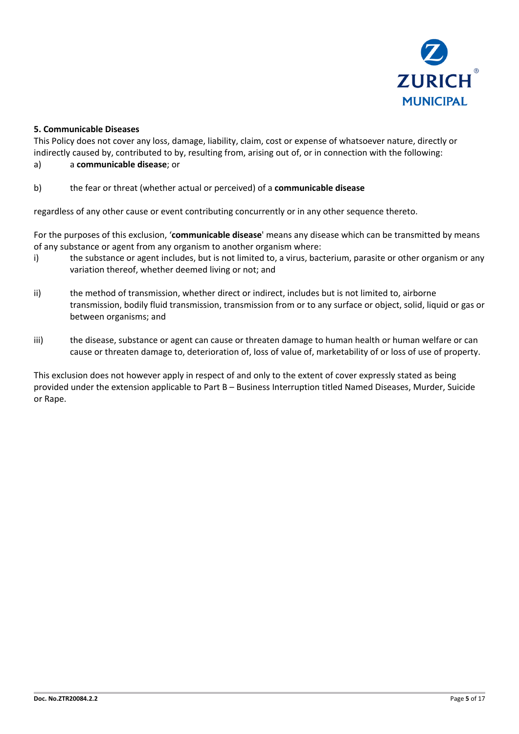**5. Communicable Diseases**

This Policy does not cover any loss, damage, liability, claim, cost or expense of whatsoever nature, directly or indirectly caused by, contributed to by, resulting from, arising out of, or in connection with the following:

a) a **communicable disease**; or

b) the fear or threat (whether actual or perceived) of a **communicable disease**

regardless of any other cause or event contributing concurrently or in any other sequence thereto.

For the purposes of this exclusion, '**communicable disease**' means any disease which can be transmitted by means of any substance or agent from any organism to another organism where:

i) the substance or agent includes, but is not limited to, a virus, bacterium, parasite or other organism or any variation thereof, whether deemed living or not; and

ii) the method of transmission, whether direct or indirect, includes but is not limited to, airborne transmission, bodily fluid transmission, transmission from or to any surface or object, solid, liquid or gas or between organisms; and

iii) the disease, substance or agent can cause or threaten damage to human health or human welfare or can cause or threaten damage to, deterioration of, loss of value of, marketability of or loss of use of property.

This exclusion does not however apply in respect of and only to the extent of cover expressly stated as being provided under the extension applicable to Part B – Business Interruption titled Named Diseases, Murder, Suicide or Rape.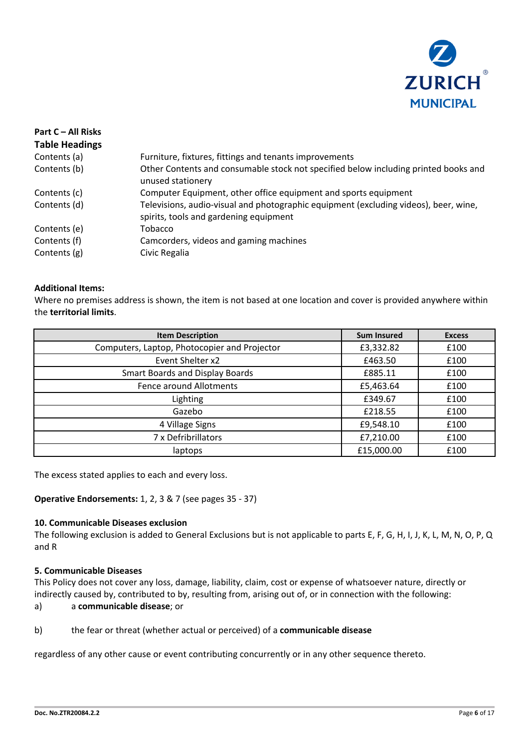**Part C – All Risks**

**Table Headings**

| | |
|---|---|
| Contents (a) | Furniture, fixtures, fittings and tenants improvements |
| Contents (b) | Other Contents and consumable stock not specified below including printed books and unused stationery |
| Contents (c) | Computer Equipment, other office equipment and sports equipment |
| Contents (d) | Televisions, audio-visual and photographic equipment (excluding videos), beer, wine, spirits, tools and gardening equipment |
| Contents (e) | Tobacco |
| Contents (f) | Camcorders, videos and gaming machines |
| Contents (g) | Civic Regalia |

**Additional Items:**

Where no premises address is shown, the item is not based at one location and cover is provided anywhere within the **territorial limits**.

| Item Description | Sum Insured | Excess |
|---|---|---|
| Computers, Laptop, Photocopier and Projector | £3,332.82 | £100 |
| Event Shelter x2 | £463.50 | £100 |
| Smart Boards and Display Boards | £885.11 | £100 |
| Fence around Allotments | £5,463.64 | £100 |
| Lighting | £349.67 | £100 |
| Gazebo | £218.55 | £100 |
| 4 Village Signs | £9,548.10 | £100 |
| 7 x Defribrillators | £7,210.00 | £100 |
| laptops | £15,000.00 | £100 |

The excess stated applies to each and every loss.

**Operative Endorsements:** 1, 2, 3 & 7 (see pages 35 - 37)

**10. Communicable Diseases exclusion**

The following exclusion is added to General Exclusions but is not applicable to parts E, F, G, H, I, J, K, L, M, N, O, P, Q and R

**5. Communicable Diseases**

This Policy does not cover any loss, damage, liability, claim, cost or expense of whatsoever nature, directly or indirectly caused by, contributed to by, resulting from, arising out of, or in connection with the following:

a) a **communicable disease**; or

b) the fear or threat (whether actual or perceived) of a **communicable disease**

regardless of any other cause or event contributing concurrently or in any other sequence thereto.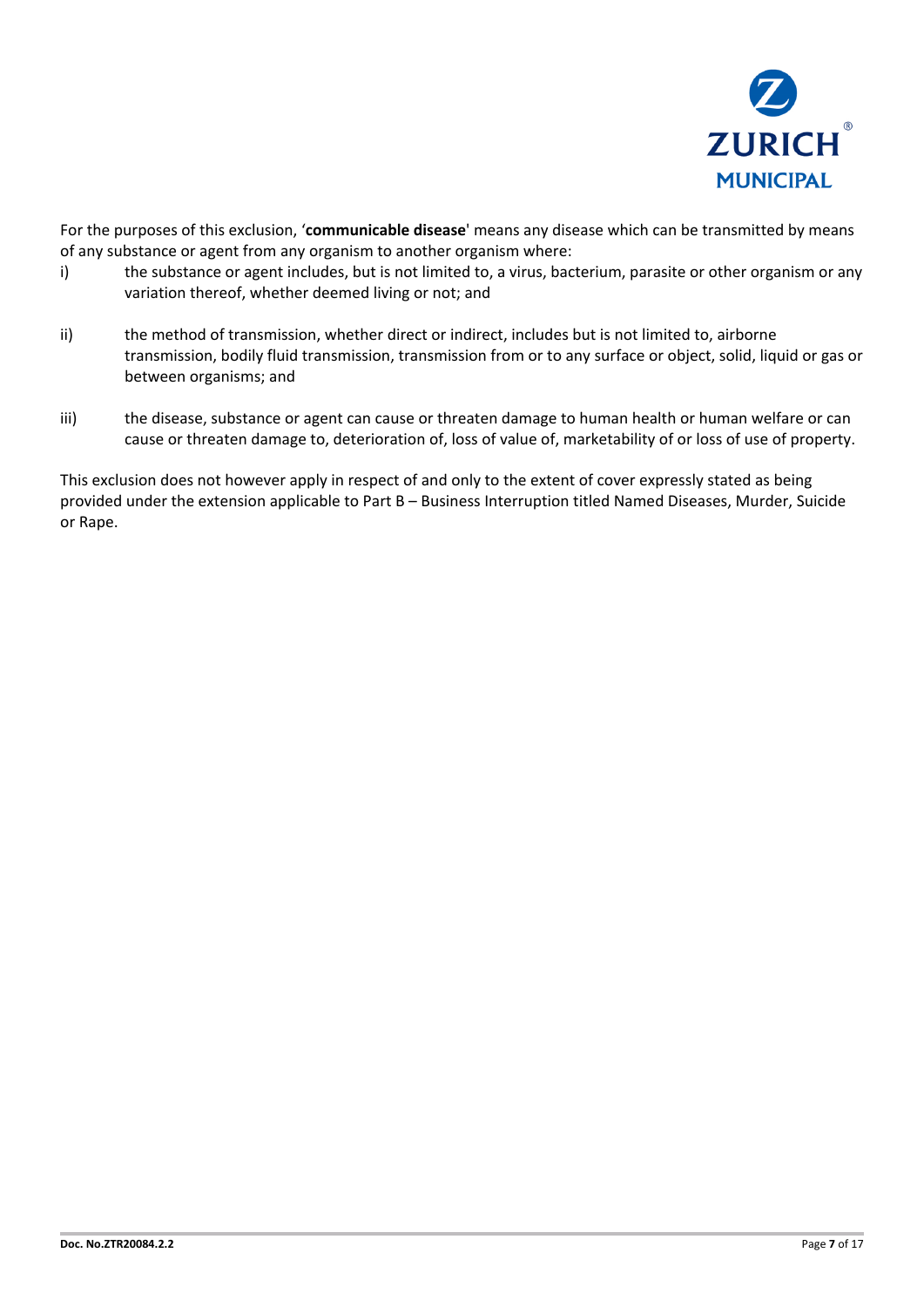For the purposes of this exclusion, '**communicable disease**' means any disease which can be transmitted by means of any substance or agent from any organism to another organism where:

i) the substance or agent includes, but is not limited to, a virus, bacterium, parasite or other organism or any variation thereof, whether deemed living or not; and

ii) the method of transmission, whether direct or indirect, includes but is not limited to, airborne transmission, bodily fluid transmission, transmission from or to any surface or object, solid, liquid or gas or between organisms; and

iii) the disease, substance or agent can cause or threaten damage to human health or human welfare or can cause or threaten damage to, deterioration of, loss of value of, marketability of or loss of use of property.

This exclusion does not however apply in respect of and only to the extent of cover expressly stated as being provided under the extension applicable to Part B – Business Interruption titled Named Diseases, Murder, Suicide or Rape.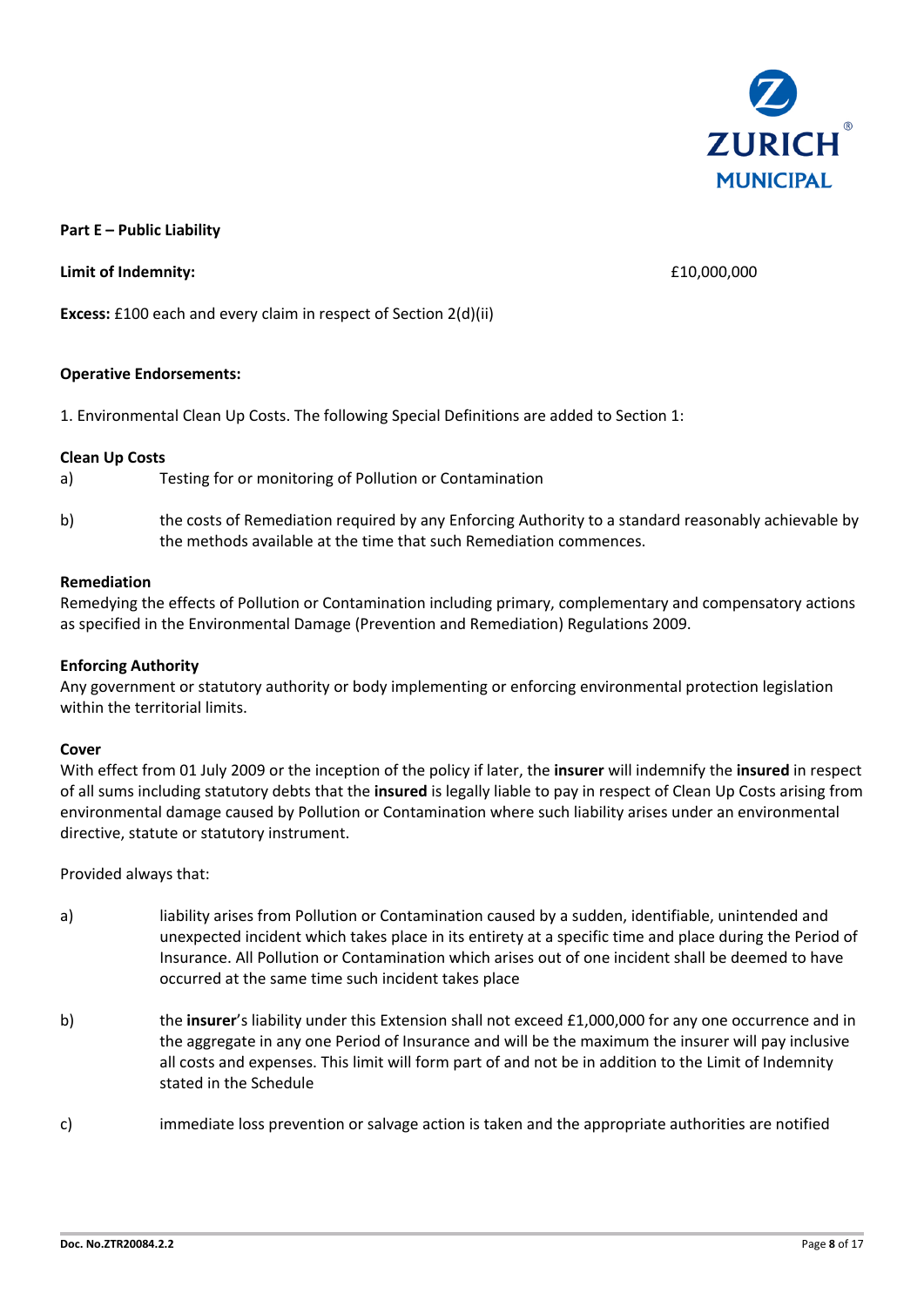**Part E – Public Liability**

**Limit of Indemnity:** £10,000,000

**Excess:** £100 each and every claim in respect of Section 2(d)(ii)

**Operative Endorsements:**

1. Environmental Clean Up Costs. The following Special Definitions are added to Section 1:

**Clean Up Costs**

a) Testing for or monitoring of Pollution or Contamination

b) the costs of Remediation required by any Enforcing Authority to a standard reasonably achievable by the methods available at the time that such Remediation commences.

**Remediation**

Remedying the effects of Pollution or Contamination including primary, complementary and compensatory actions as specified in the Environmental Damage (Prevention and Remediation) Regulations 2009.

**Enforcing Authority**

Any government or statutory authority or body implementing or enforcing environmental protection legislation within the territorial limits.

**Cover**

With effect from 01 July 2009 or the inception of the policy if later, the **insurer** will indemnify the **insured** in respect of all sums including statutory debts that the **insured** is legally liable to pay in respect of Clean Up Costs arising from environmental damage caused by Pollution or Contamination where such liability arises under an environmental directive, statute or statutory instrument.

Provided always that:

a) liability arises from Pollution or Contamination caused by a sudden, identifiable, unintended and unexpected incident which takes place in its entirety at a specific time and place during the Period of Insurance. All Pollution or Contamination which arises out of one incident shall be deemed to have occurred at the same time such incident takes place

b) the **insurer**'s liability under this Extension shall not exceed £1,000,000 for any one occurrence and in the aggregate in any one Period of Insurance and will be the maximum the insurer will pay inclusive all costs and expenses. This limit will form part of and not be in addition to the Limit of Indemnity stated in the Schedule

c) immediate loss prevention or salvage action is taken and the appropriate authorities are notified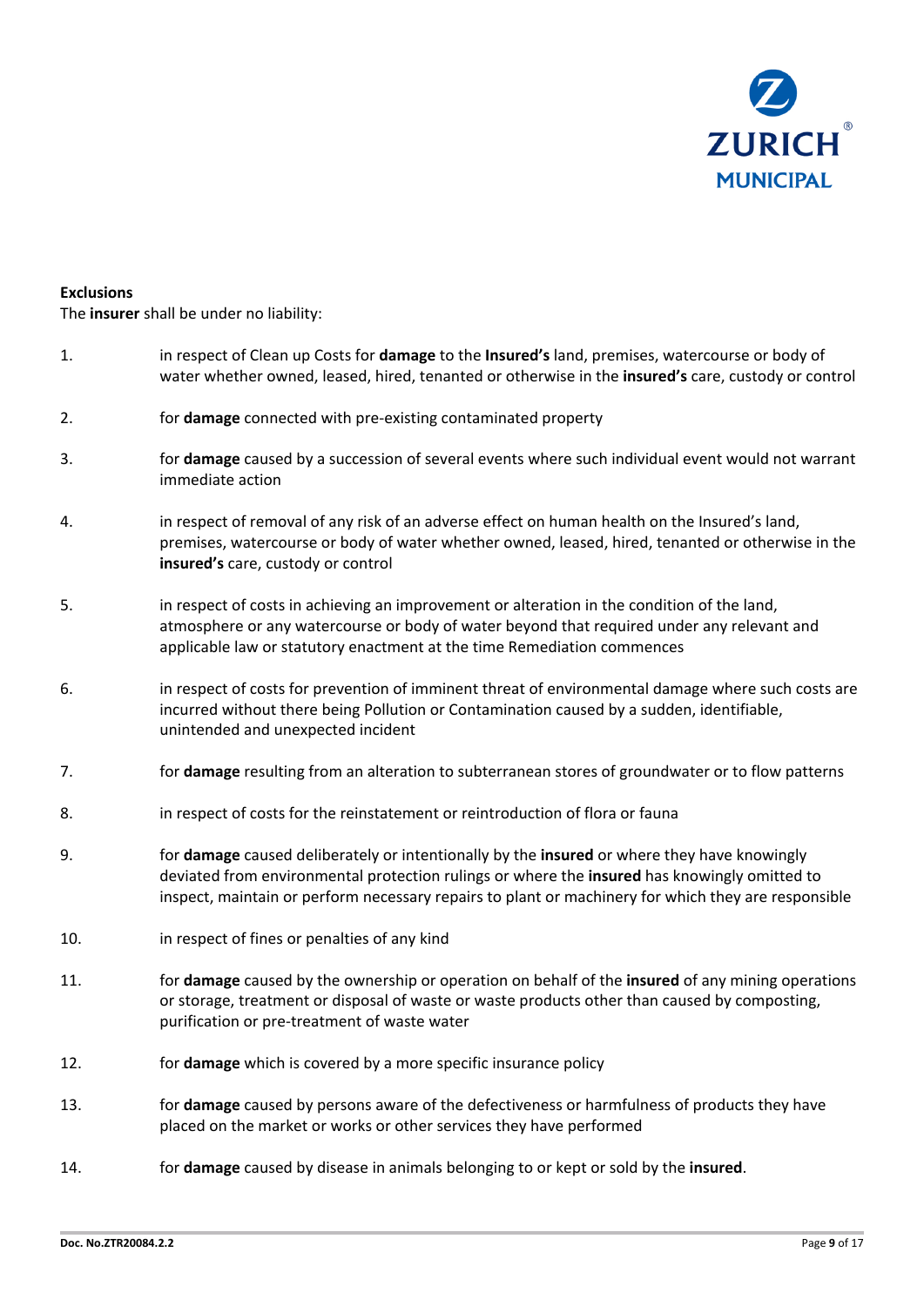**Exclusions**

The **insurer** shall be under no liability:

1. in respect of Clean up Costs for **damage** to the **Insured's** land, premises, watercourse or body of water whether owned, leased, hired, tenanted or otherwise in the **insured's** care, custody or control

2. for **damage** connected with pre-existing contaminated property

3. for **damage** caused by a succession of several events where such individual event would not warrant immediate action

4. in respect of removal of any risk of an adverse effect on human health on the Insured's land, premises, watercourse or body of water whether owned, leased, hired, tenanted or otherwise in the **insured's** care, custody or control

5. in respect of costs in achieving an improvement or alteration in the condition of the land, atmosphere or any watercourse or body of water beyond that required under any relevant and applicable law or statutory enactment at the time Remediation commences

6. in respect of costs for prevention of imminent threat of environmental damage where such costs are incurred without there being Pollution or Contamination caused by a sudden, identifiable, unintended and unexpected incident

7. for **damage** resulting from an alteration to subterranean stores of groundwater or to flow patterns

8. in respect of costs for the reinstatement or reintroduction of flora or fauna

9. for **damage** caused deliberately or intentionally by the **insured** or where they have knowingly deviated from environmental protection rulings or where the **insured** has knowingly omitted to inspect, maintain or perform necessary repairs to plant or machinery for which they are responsible

10. in respect of fines or penalties of any kind

11. for **damage** caused by the ownership or operation on behalf of the **insured** of any mining operations or storage, treatment or disposal of waste or waste products other than caused by composting, purification or pre-treatment of waste water

12. for **damage** which is covered by a more specific insurance policy

13. for **damage** caused by persons aware of the defectiveness or harmfulness of products they have placed on the market or works or other services they have performed

14. for **damage** caused by disease in animals belonging to or kept or sold by the **insured**.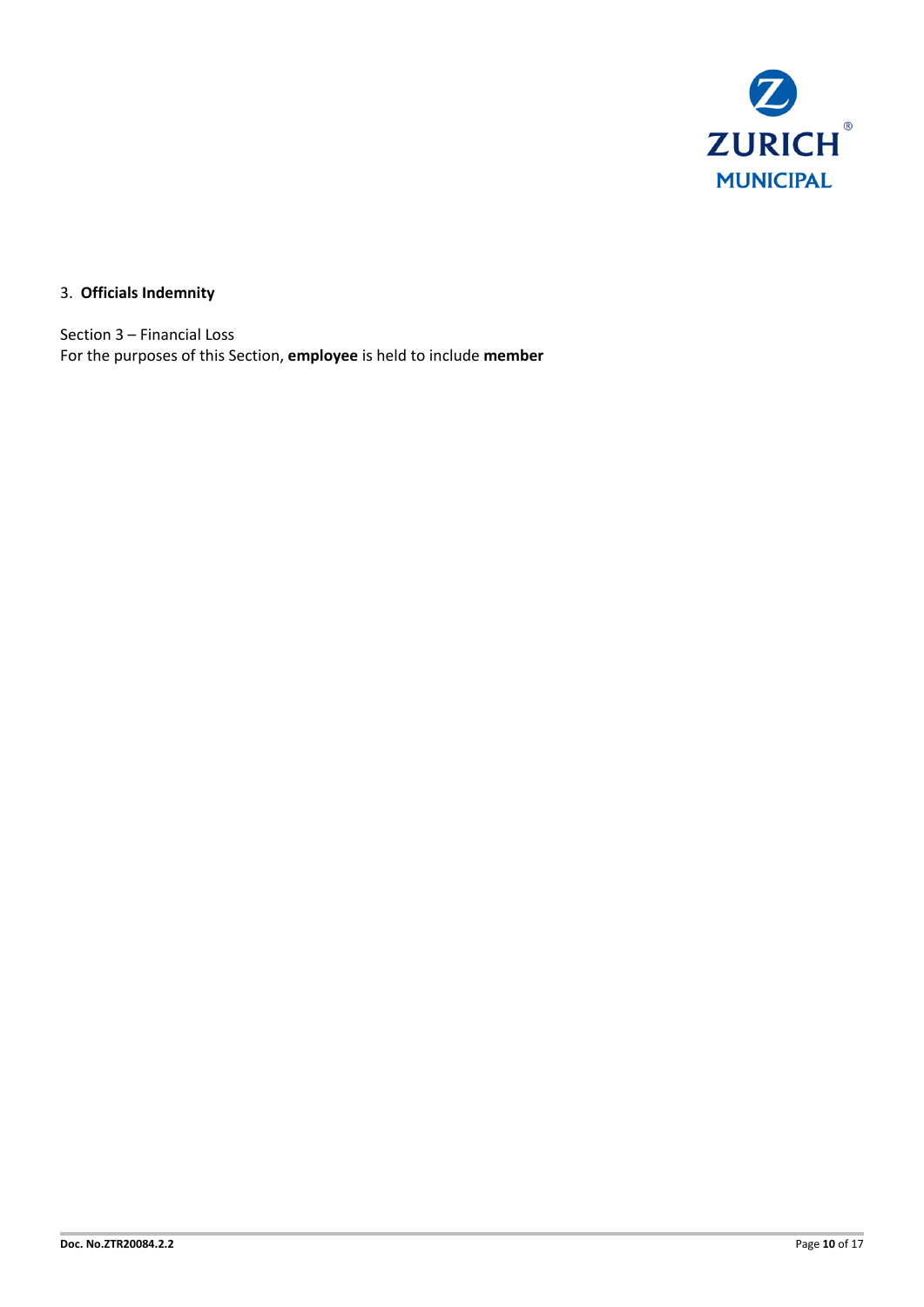3. **Officials Indemnity**

Section 3 – Financial Loss
For the purposes of this Section, **employee** is held to include **member**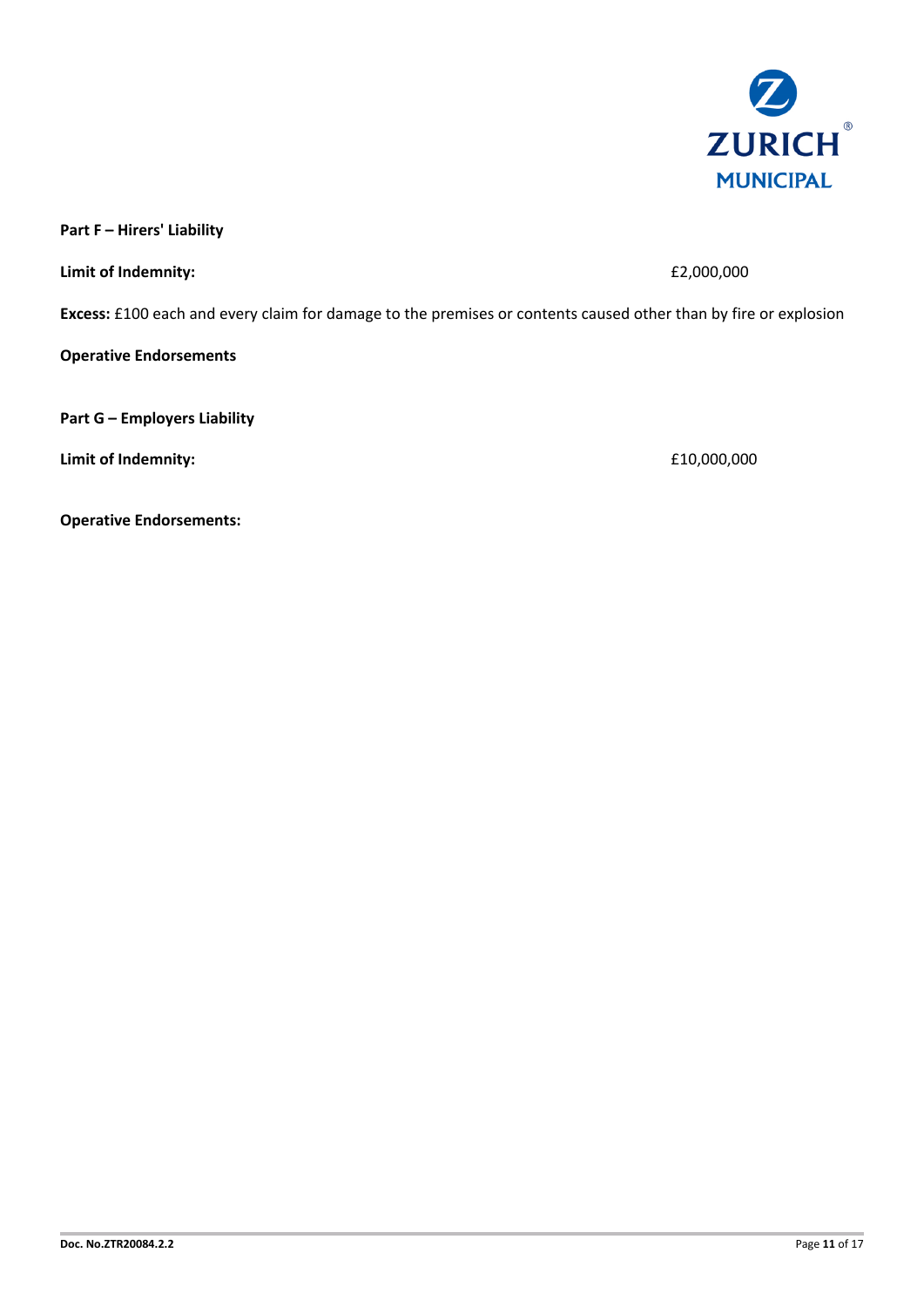**Part F – Hirers' Liability**

**Limit of Indemnity:** £2,000,000

**Excess:** £100 each and every claim for damage to the premises or contents caused other than by fire or explosion

**Operative Endorsements**

**Part G – Employers Liability**

**Limit of Indemnity:** £10,000,000

**Operative Endorsements:**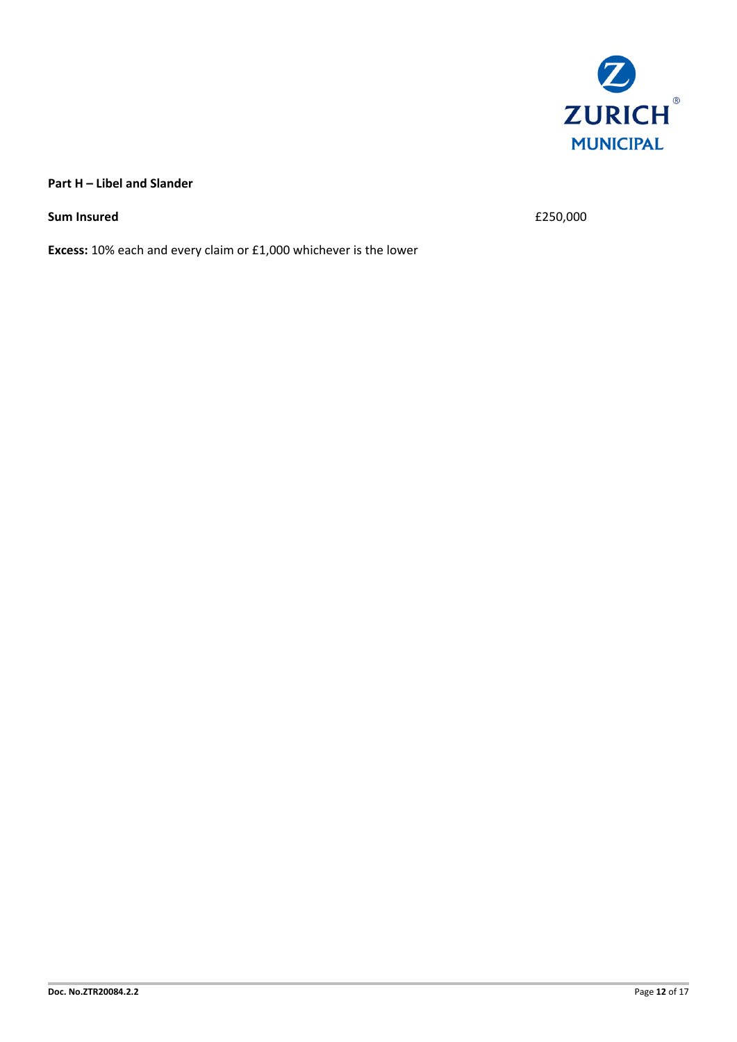**Part H – Libel and Slander**

**Sum Insured** £250,000

**Excess:** 10% each and every claim or £1,000 whichever is the lower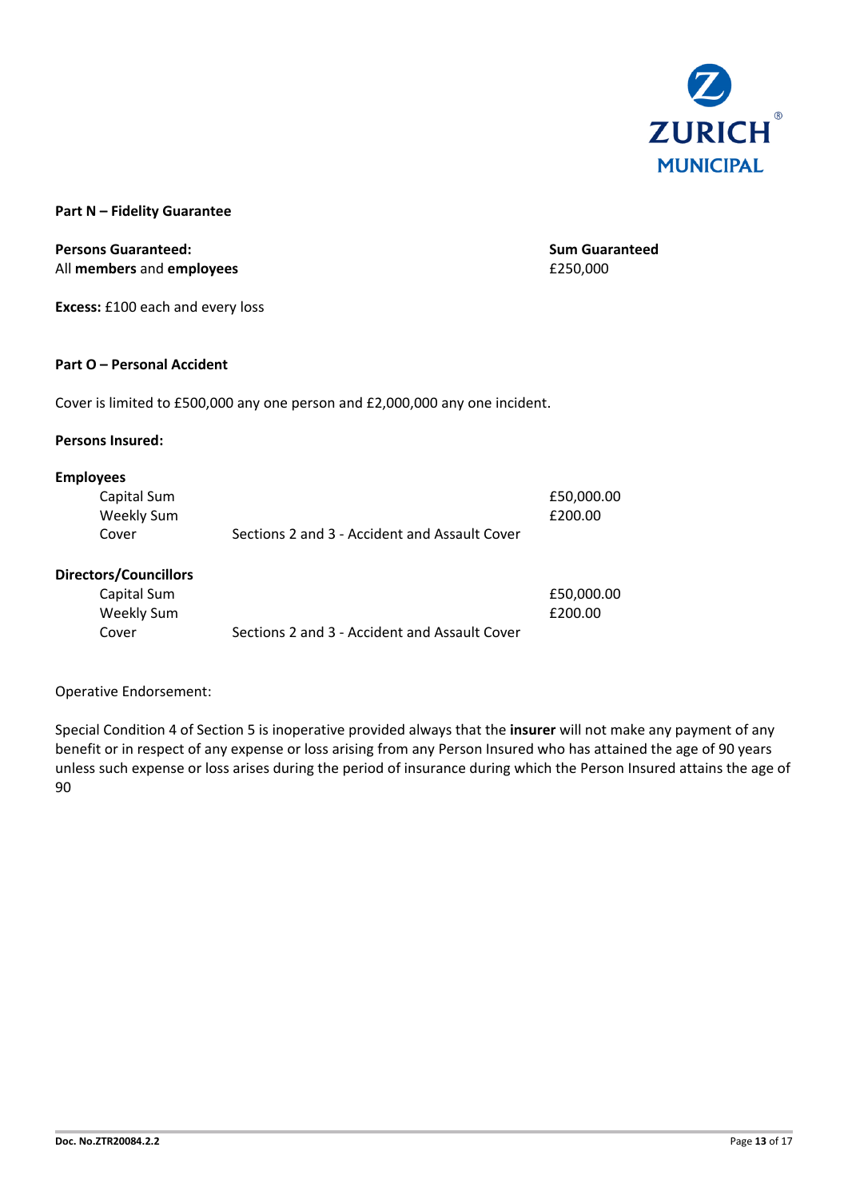**Part N – Fidelity Guarantee**

| **Persons Guaranteed:** | **Sum Guaranteed** |
|---|---|
| All **members** and **employees** | £250,000 |

**Excess:** £100 each and every loss

**Part O – Personal Accident**

Cover is limited to £500,000 any one person and £2,000,000 any one incident.

**Persons Insured:**

**Employees**

| | | |
|---|---|---|
| Capital Sum | | £50,000.00 |
| Weekly Sum | | £200.00 |
| Cover | Sections 2 and 3 - Accident and Assault Cover | |

**Directors/Councillors**

| | | |
|---|---|---|
| Capital Sum | | £50,000.00 |
| Weekly Sum | | £200.00 |
| Cover | Sections 2 and 3 - Accident and Assault Cover | |

Operative Endorsement:

Special Condition 4 of Section 5 is inoperative provided always that the **insurer** will not make any payment of any benefit or in respect of any expense or loss arising from any Person Insured who has attained the age of 90 years unless such expense or loss arises during the period of insurance during which the Person Insured attains the age of 90

Doc. No.ZTR20084.2.2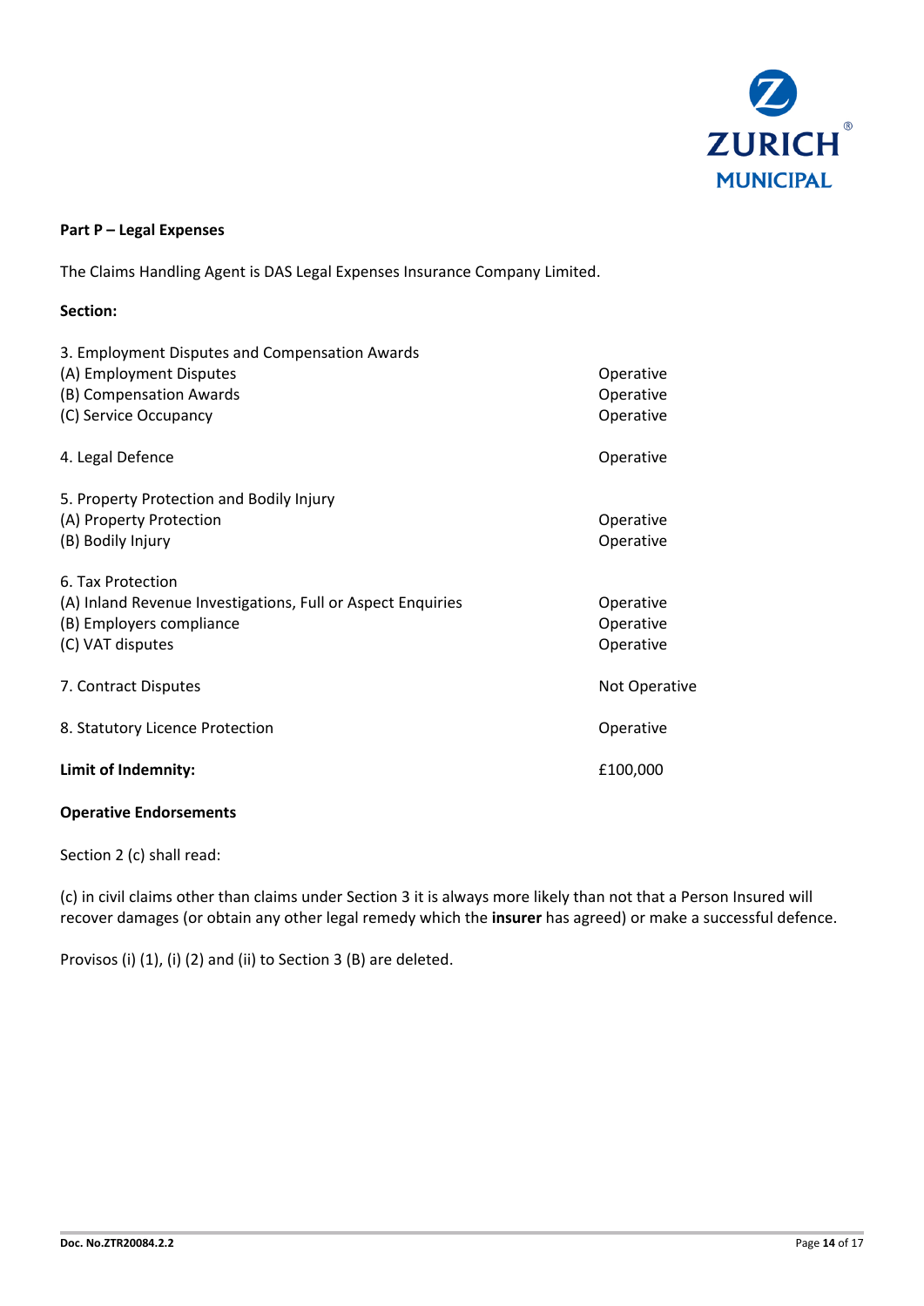**Part P – Legal Expenses**

The Claims Handling Agent is DAS Legal Expenses Insurance Company Limited.

**Section:**

| | |
|---|---|
| 3. Employment Disputes and Compensation Awards | |
| (A) Employment Disputes | Operative |
| (B) Compensation Awards | Operative |
| (C) Service Occupancy | Operative |
| 4. Legal Defence | Operative |
| 5. Property Protection and Bodily Injury | |
| (A) Property Protection | Operative |
| (B) Bodily Injury | Operative |
| 6. Tax Protection | |
| (A) Inland Revenue Investigations, Full or Aspect Enquiries | Operative |
| (B) Employers compliance | Operative |
| (C) VAT disputes | Operative |
| 7. Contract Disputes | Not Operative |
| 8. Statutory Licence Protection | Operative |
| **Limit of Indemnity:** | £100,000 |

**Operative Endorsements**

Section 2 (c) shall read:

(c) in civil claims other than claims under Section 3 it is always more likely than not that a Person Insured will recover damages (or obtain any other legal remedy which the **insurer** has agreed) or make a successful defence.

Provisos (i) (1), (i) (2) and (ii) to Section 3 (B) are deleted.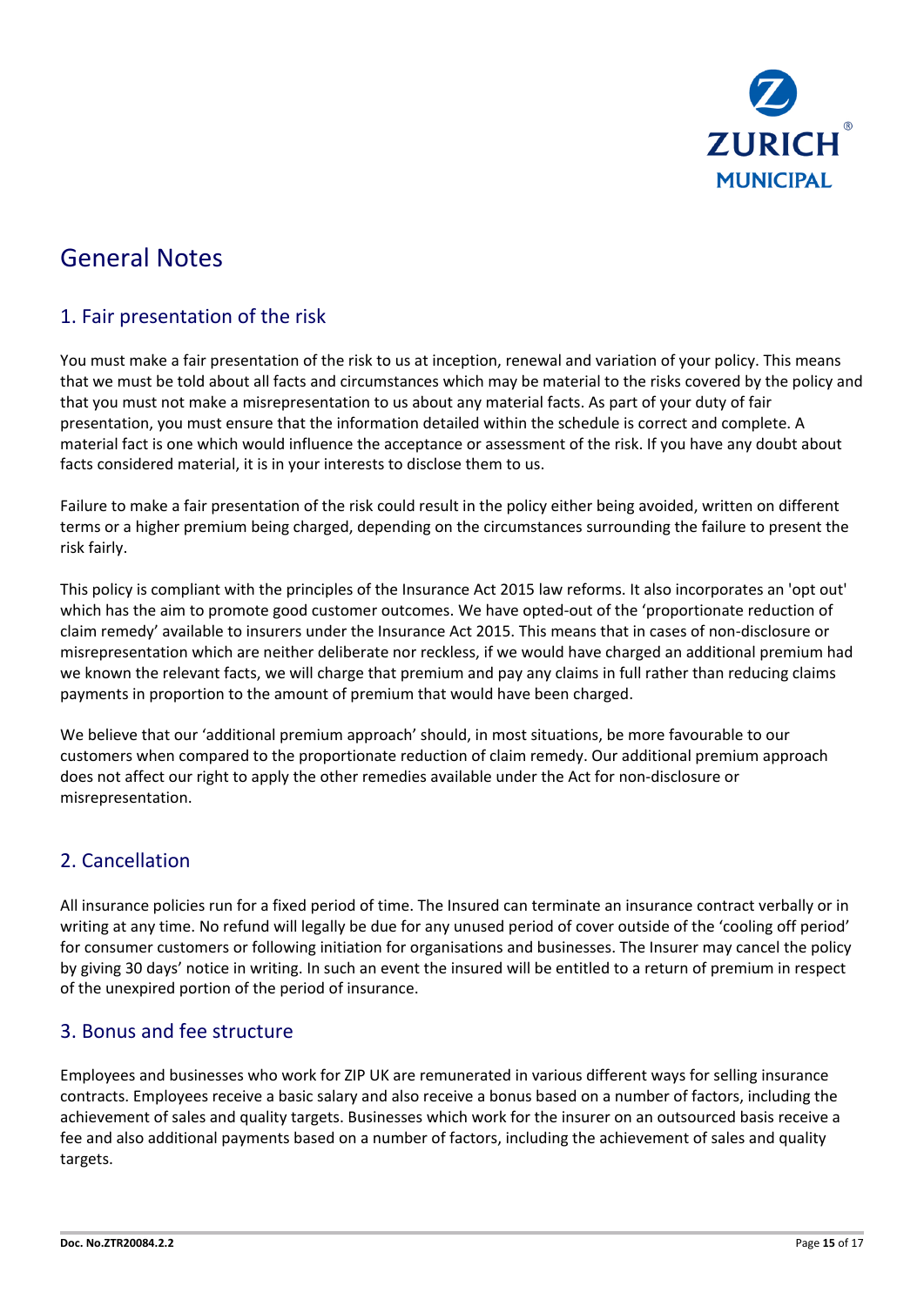# General Notes

## 1. Fair presentation of the risk

You must make a fair presentation of the risk to us at inception, renewal and variation of your policy. This means that we must be told about all facts and circumstances which may be material to the risks covered by the policy and that you must not make a misrepresentation to us about any material facts. As part of your duty of fair presentation, you must ensure that the information detailed within the schedule is correct and complete. A material fact is one which would influence the acceptance or assessment of the risk. If you have any doubt about facts considered material, it is in your interests to disclose them to us.

Failure to make a fair presentation of the risk could result in the policy either being avoided, written on different terms or a higher premium being charged, depending on the circumstances surrounding the failure to present the risk fairly.

This policy is compliant with the principles of the Insurance Act 2015 law reforms. It also incorporates an 'opt out' which has the aim to promote good customer outcomes. We have opted-out of the 'proportionate reduction of claim remedy' available to insurers under the Insurance Act 2015. This means that in cases of non-disclosure or misrepresentation which are neither deliberate nor reckless, if we would have charged an additional premium had we known the relevant facts, we will charge that premium and pay any claims in full rather than reducing claims payments in proportion to the amount of premium that would have been charged.

We believe that our 'additional premium approach' should, in most situations, be more favourable to our customers when compared to the proportionate reduction of claim remedy. Our additional premium approach does not affect our right to apply the other remedies available under the Act for non-disclosure or misrepresentation.

## 2. Cancellation

All insurance policies run for a fixed period of time. The Insured can terminate an insurance contract verbally or in writing at any time. No refund will legally be due for any unused period of cover outside of the 'cooling off period' for consumer customers or following initiation for organisations and businesses. The Insurer may cancel the policy by giving 30 days' notice in writing. In such an event the insured will be entitled to a return of premium in respect of the unexpired portion of the period of insurance.

## 3. Bonus and fee structure

Employees and businesses who work for ZIP UK are remunerated in various different ways for selling insurance contracts. Employees receive a basic salary and also receive a bonus based on a number of factors, including the achievement of sales and quality targets. Businesses which work for the insurer on an outsourced basis receive a fee and also additional payments based on a number of factors, including the achievement of sales and quality targets.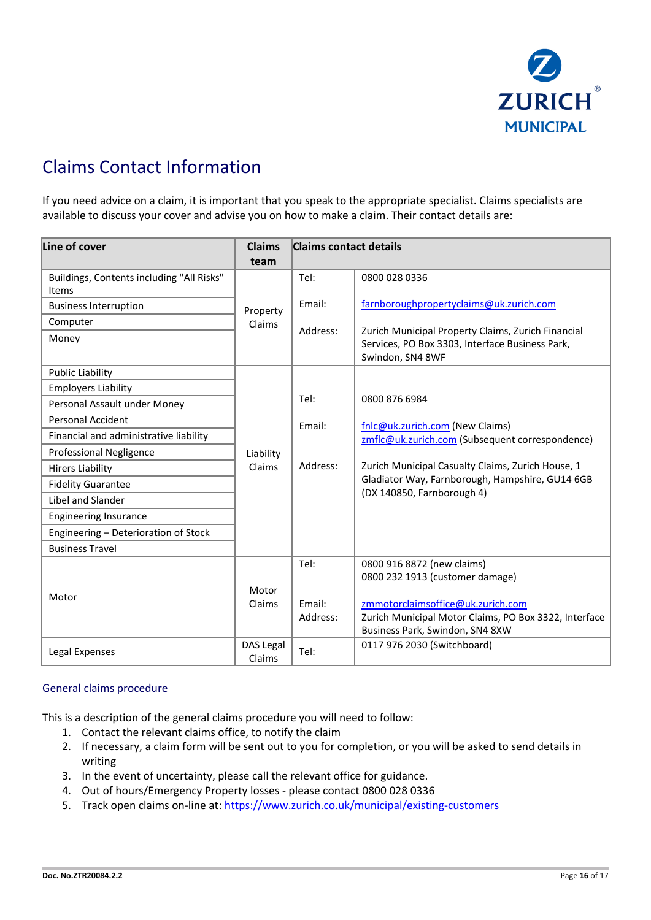# Claims Contact Information

If you need advice on a claim, it is important that you speak to the appropriate specialist. Claims specialists are available to discuss your cover and advise you on how to make a claim. Their contact details are:

| Line of cover | Claims team | Claims contact details | |
|---|---|---|---|
| Buildings, Contents including "All Risks" Items<br>Business Interruption<br>Computer<br>Money | Property Claims | Tel:<br>Email:<br>Address: | 0800 028 0336<br>farnboroughpropertyclaims@uk.zurich.com<br>Zurich Municipal Property Claims, Zurich Financial Services, PO Box 3303, Interface Business Park, Swindon, SN4 8WF |
| Public Liability<br>Employers Liability<br>Personal Assault under Money<br>Personal Accident<br>Financial and administrative liability<br>Professional Negligence<br>Hirers Liability<br>Fidelity Guarantee<br>Libel and Slander<br>Engineering Insurance<br>Engineering – Deterioration of Stock<br>Business Travel | Liability Claims | Tel:<br>Email:<br>Address: | 0800 876 6984<br>fnlc@uk.zurich.com (New Claims)<br>zmflc@uk.zurich.com (Subsequent correspondence)<br>Zurich Municipal Casualty Claims, Zurich House, 1 Gladiator Way, Farnborough, Hampshire, GU14 6GB (DX 140850, Farnborough 4) |
| Motor | Motor Claims | Tel:<br>Email:<br>Address: | 0800 916 8872 (new claims)<br>0800 232 1913 (customer damage)<br>zmmotorclaimsoffice@uk.zurich.com<br>Zurich Municipal Motor Claims, PO Box 3322, Interface Business Park, Swindon, SN4 8XW |
| Legal Expenses | DAS Legal Claims | Tel: | 0117 976 2030 (Switchboard) |

## General claims procedure

This is a description of the general claims procedure you will need to follow:

1. Contact the relevant claims office, to notify the claim
2. If necessary, a claim form will be sent out to you for completion, or you will be asked to send details in writing
3. In the event of uncertainty, please call the relevant office for guidance.
4. Out of hours/Emergency Property losses - please contact 0800 028 0336
5. Track open claims on-line at: https://www.zurich.co.uk/municipal/existing-customers

Doc. No.ZTR20084.2.2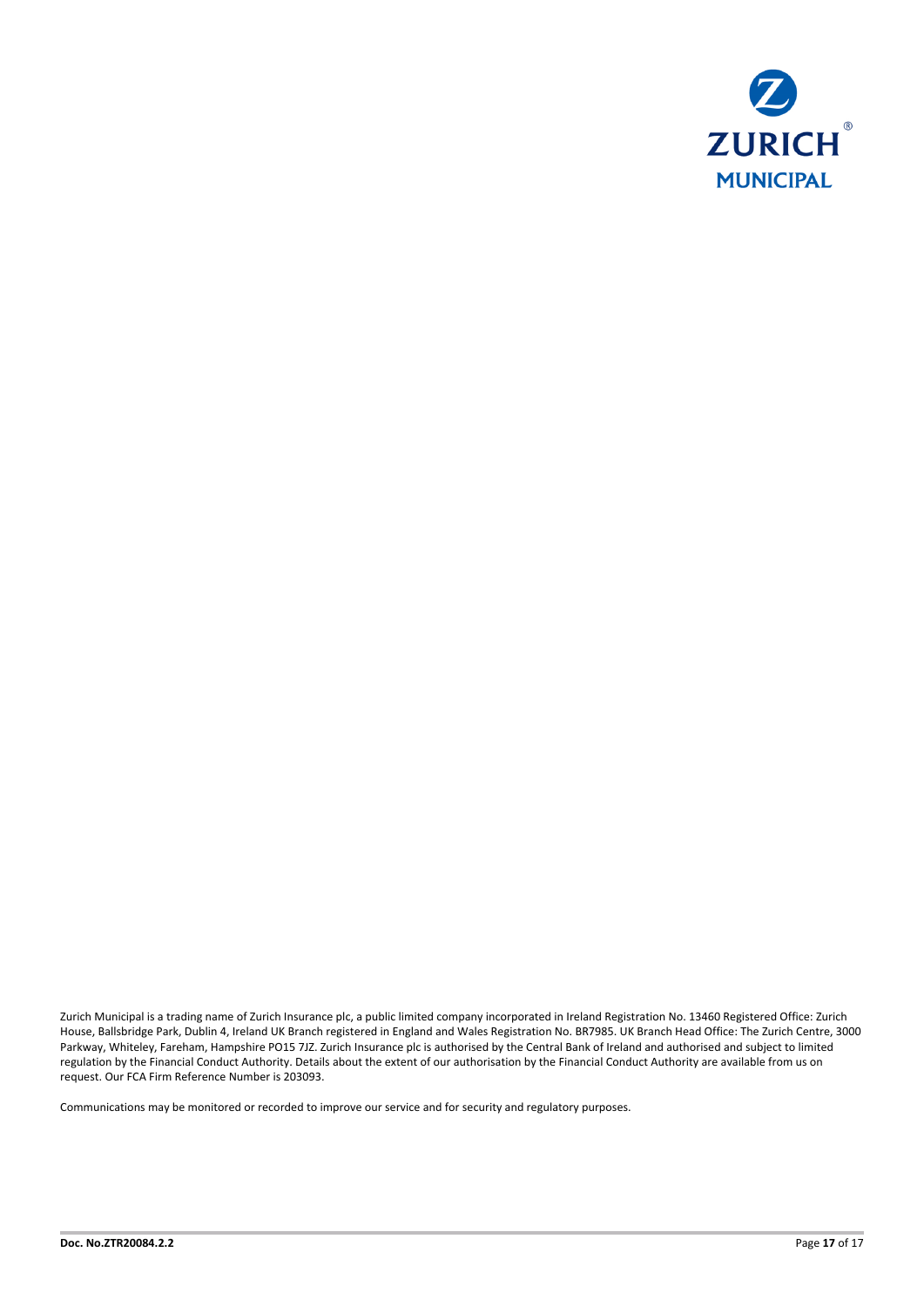Zurich Municipal is a trading name of Zurich Insurance plc, a public limited company incorporated in Ireland Registration No. 13460 Registered Office: Zurich House, Ballsbridge Park, Dublin 4, Ireland UK Branch registered in England and Wales Registration No. BR7985. UK Branch Head Office: The Zurich Centre, 3000 Parkway, Whiteley, Fareham, Hampshire PO15 7JZ. Zurich Insurance plc is authorised by the Central Bank of Ireland and authorised and subject to limited regulation by the Financial Conduct Authority. Details about the extent of our authorisation by the Financial Conduct Authority are available from us on request. Our FCA Firm Reference Number is 203093.

Communications may be monitored or recorded to improve our service and for security and regulatory purposes.